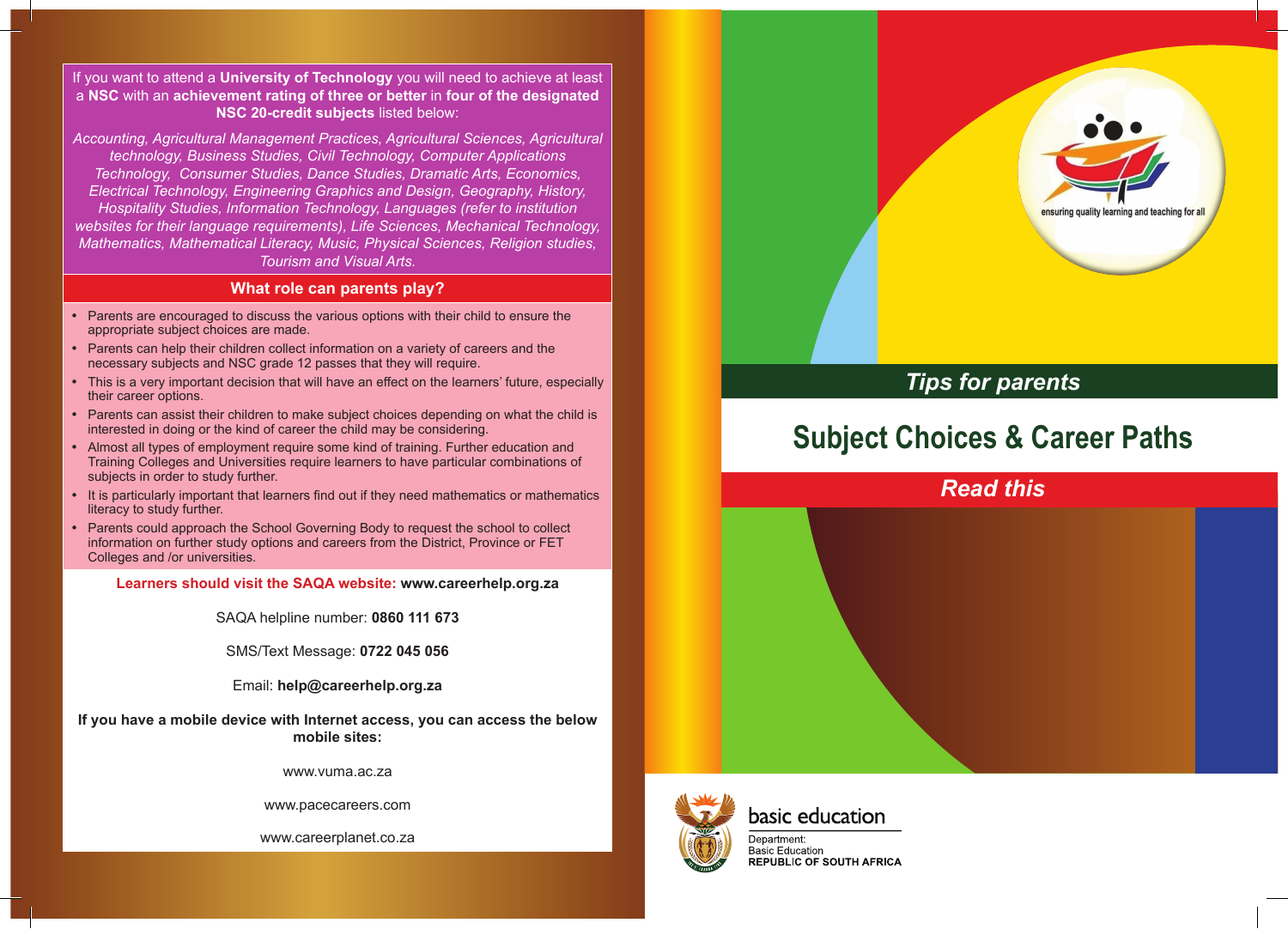If you want to attend a **University of Technology** you will need to achieve at least a **NSC** with an **achievement rating of three or better** in **four of the designated NSC 20-credit subjects** listed below:

*Accounting, Agricultural Management Practices, Agricultural Sciences, Agricultural technology, Business Studies, Civil Technology, Computer Applications Technology, Consumer Studies, Dance Studies, Dramatic Arts, Economics, Electrical Technology, Engineering Graphics and Design, Geography, History, Hospitality Studies, Information Technology, Languages (refer to institution websites for their language requirements), Life Sciences, Mechanical Technology, Mathematics, Mathematical Literacy, Music, Physical Sciences, Religion studies, Tourism and Visual Arts.*

## What role can parents play?

- Parents are encouraged to discuss the various options with their child to ensure the appropriate subject choices are made.
- Parents can help their children collect information on a variety of careers and the necessary subjects and NSC grade 12 passes that they will require.
- This is a very important decision that will have an effect on the learners' future, especially their career options.
- Parents can assist their children to make subject choices depending on what the child is interested in doing or the kind of career the child may be considering.
- Almost all types of employment require some kind of training. Further education and Training Colleges and Universities require learners to have particular combinations of subjects in order to study further.
- It is particularly important that learners find out if they need mathematics or mathematics literacy to study further.
- Parents could approach the School Governing Body to request the school to collect information on further study options and careers from the District, Province or FET Colleges and /or universities.

**Learners should visit the SAQA website: www.careerhelp.org.za**

SAQA helpline number: **0860 111 673**

SMS/Text Message: **0722 045 056**

Email: **help@careerhelp.org.za**

**If you have a mobile device with Internet access, you can access the below mobile sites:**

www.vuma.ac.za

www.pacecareers.com

www.careerplanet.co.za

ensuring quality learning and teaching for all

## *Tips for parents*

# Subject Choices & Career Paths

## *Read this*

basic education

Department:
Basic Education
REPUBLIC OF SOUTH AFRICA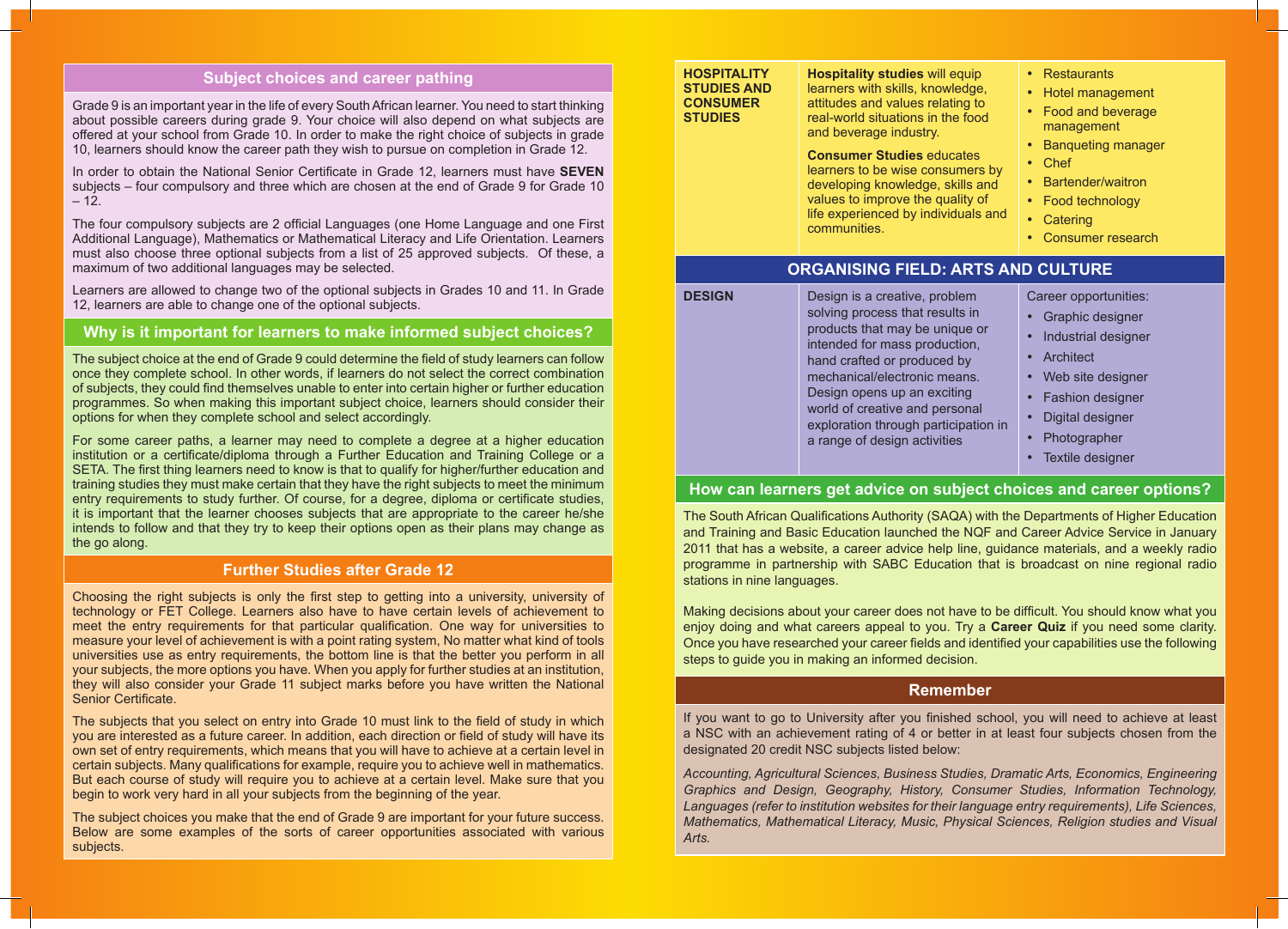## Subject choices and career pathing

Grade 9 is an important year in the life of every South African learner. You need to start thinking about possible careers during grade 9. Your choice will also depend on what subjects are offered at your school from Grade 10. In order to make the right choice of subjects in grade 10, learners should know the career path they wish to pursue on completion in Grade 12.

In order to obtain the National Senior Certificate in Grade 12, learners must have **SEVEN** subjects – four compulsory and three which are chosen at the end of Grade 9 for Grade 10 – 12.

The four compulsory subjects are 2 official Languages (one Home Language and one First Additional Language), Mathematics or Mathematical Literacy and Life Orientation. Learners must also choose three optional subjects from a list of 25 approved subjects. Of these, a maximum of two additional languages may be selected.

Learners are allowed to change two of the optional subjects in Grades 10 and 11. In Grade 12, learners are able to change one of the optional subjects.

## Why is it important for learners to make informed subject choices?

The subject choice at the end of Grade 9 could determine the field of study learners can follow once they complete school. In other words, if learners do not select the correct combination of subjects, they could find themselves unable to enter into certain higher or further education programmes. So when making this important subject choice, learners should consider their options for when they complete school and select accordingly.

For some career paths, a learner may need to complete a degree at a higher education institution or a certificate/diploma through a Further Education and Training College or a SETA. The first thing learners need to know is that to qualify for higher/further education and training studies they must make certain that they have the right subjects to meet the minimum entry requirements to study further. Of course, for a degree, diploma or certificate studies, it is important that the learner chooses subjects that are appropriate to the career he/she intends to follow and that they try to keep their options open as their plans may change as the go along.

## Further Studies after Grade 12

Choosing the right subjects is only the first step to getting into a university, university of technology or FET College. Learners also have to have certain levels of achievement to meet the entry requirements for that particular qualification. One way for universities to measure your level of achievement is with a point rating system, No matter what kind of tools universities use as entry requirements, the bottom line is that the better you perform in all your subjects, the more options you have. When you apply for further studies at an institution, they will also consider your Grade 11 subject marks before you have written the National Senior Certificate.

The subjects that you select on entry into Grade 10 must link to the field of study in which you are interested as a future career. In addition, each direction or field of study will have its own set of entry requirements, which means that you will have to achieve at a certain level in certain subjects. Many qualifications for example, require you to achieve well in mathematics. But each course of study will require you to achieve at a certain level. Make sure that you begin to work very hard in all your subjects from the beginning of the year.

The subject choices you make that the end of Grade 9 are important for your future success. Below are some examples of the sorts of career opportunities associated with various subjects.

| | | |
|---|---|---|
| **HOSPITALITY STUDIES AND CONSUMER STUDIES** | **Hospitality studies** will equip learners with skills, knowledge, attitudes and values relating to real-world situations in the food and beverage industry.<br><br>**Consumer Studies** educates learners to be wise consumers by developing knowledge, skills and values to improve the quality of life experienced by individuals and communities. | • Restaurants<br>• Hotel management<br>• Food and beverage management<br>• Banqueting manager<br>• Chef<br>• Bartender/waitron<br>• Food technology<br>• Catering<br>• Consumer research |
| **ORGANISING FIELD: ARTS AND CULTURE** | | |
| **DESIGN** | Design is a creative, problem solving process that results in products that may be unique or intended for mass production, hand crafted or produced by mechanical/electronic means. Design opens up an exciting world of creative and personal exploration through participation in a range of design activities | Career opportunities:<br>• Graphic designer<br>• Industrial designer<br>• Architect<br>• Web site designer<br>• Fashion designer<br>• Digital designer<br>• Photographer<br>• Textile designer |

## How can learners get advice on subject choices and career options?

The South African Qualifications Authority (SAQA) with the Departments of Higher Education and Training and Basic Education launched the NQF and Career Advice Service in January 2011 that has a website, a career advice help line, guidance materials, and a weekly radio programme in partnership with SABC Education that is broadcast on nine regional radio stations in nine languages.

Making decisions about your career does not have to be difficult. You should know what you enjoy doing and what careers appeal to you. Try a **Career Quiz** if you need some clarity. Once you have researched your career fields and identified your capabilities use the following steps to guide you in making an informed decision.

## Remember

If you want to go to University after you finished school, you will need to achieve at least a NSC with an achievement rating of 4 or better in at least four subjects chosen from the designated 20 credit NSC subjects listed below:

*Accounting, Agricultural Sciences, Business Studies, Dramatic Arts, Economics, Engineering Graphics and Design, Geography, History, Consumer Studies, Information Technology, Languages (refer to institution websites for their language entry requirements), Life Sciences, Mathematics, Mathematical Literacy, Music, Physical Sciences, Religion studies and Visual Arts.*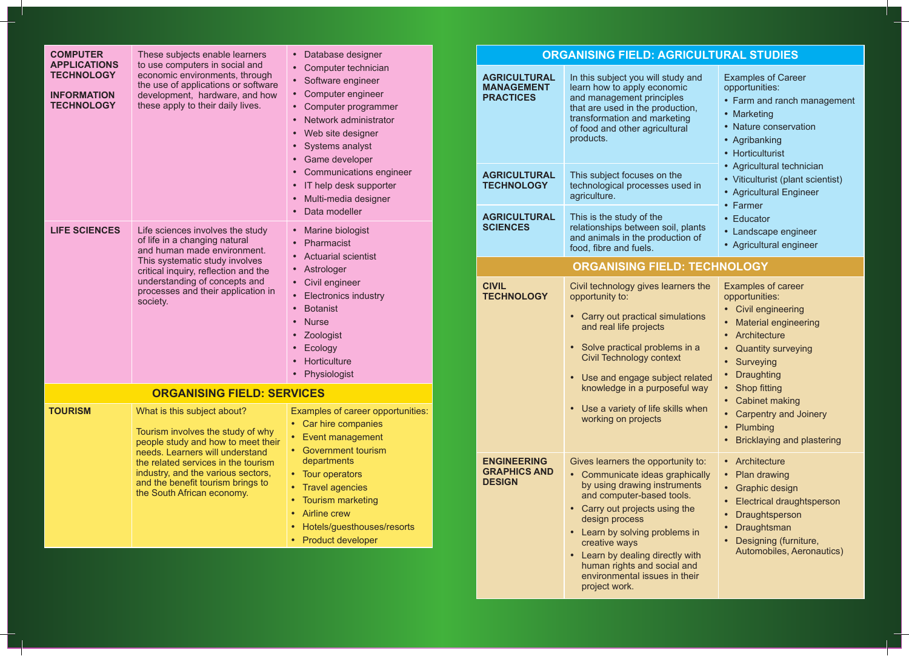| | | |
|---|---|---|
| **COMPUTER APPLICATIONS TECHNOLOGY**<br><br>**INFORMATION TECHNOLOGY** | These subjects enable learners to use computers in social and economic environments, through the use of applications or software development, hardware, and how these apply to their daily lives. | • Database designer<br>• Computer technician<br>• Software engineer<br>• Computer engineer<br>• Computer programmer<br>• Network administrator<br>• Web site designer<br>• Systems analyst<br>• Game developer<br>• Communications engineer<br>• IT help desk supporter<br>• Multi-media designer<br>• Data modeller |
| **LIFE SCIENCES** | Life sciences involves the study of life in a changing natural and human made environment. This systematic study involves critical inquiry, reflection and the understanding of concepts and processes and their application in society. | • Marine biologist<br>• Pharmacist<br>• Actuarial scientist<br>• Astrologer<br>• Civil engineer<br>• Electronics industry<br>• Botanist<br>• Nurse<br>• Zoologist<br>• Ecology<br>• Horticulture<br>• Physiologist |

## ORGANISING FIELD: SERVICES

| | | |
|---|---|---|
| **TOURISM** | What is this subject about?<br><br>Tourism involves the study of why people study and how to meet their needs. Learners will understand the related services in the tourism industry, and the various sectors, and the benefit tourism brings to the South African economy. | Examples of career opportunities:<br>• Car hire companies<br>• Event management<br>• Government tourism departments<br>• Tour operators<br>• Travel agencies<br>• Tourism marketing<br>• Airline crew<br>• Hotels/guesthouses/resorts<br>• Product developer |

## ORGANISING FIELD: AGRICULTURAL STUDIES

| | | |
|---|---|---|
| **AGRICULTURAL MANAGEMENT PRACTICES** | In this subject you will study and learn how to apply economic and management principles that are used in the production, transformation and marketing of food and other agricultural products. | Examples of Career opportunities:<br>• Farm and ranch management<br>• Marketing<br>• Nature conservation<br>• Agribanking<br>• Horticulturist<br>• Agricultural technician<br>• Viticulturist (plant scientist)<br>• Agricultural Engineer<br>• Farmer<br>• Educator<br>• Landscape engineer<br>• Agricultural engineer |
| **AGRICULTURAL TECHNOLOGY** | This subject focuses on the technological processes used in agriculture. | |
| **AGRICULTURAL SCIENCES** | This is the study of the relationships between soil, plants and animals in the production of food, fibre and fuels. | |

## ORGANISING FIELD: TECHNOLOGY

| | | |
|---|---|---|
| **CIVIL TECHNOLOGY** | Civil technology gives learners the opportunity to:<br>• Carry out practical simulations and real life projects<br>• Solve practical problems in a Civil Technology context<br>• Use and engage subject related knowledge in a purposeful way<br>• Use a variety of life skills when working on projects | Examples of career opportunities:<br>• Civil engineering<br>• Material engineering<br>• Architecture<br>• Quantity surveying<br>• Surveying<br>• Draughting<br>• Shop fitting<br>• Cabinet making<br>• Carpentry and Joinery<br>• Plumbing<br>• Bricklaying and plastering |
| **ENGINEERING GRAPHICS AND DESIGN** | Gives learners the opportunity to:<br>• Communicate ideas graphically by using drawing instruments and computer-based tools.<br>• Carry out projects using the design process<br>• Learn by solving problems in creative ways<br>• Learn by dealing directly with human rights and social and environmental issues in their project work. | • Architecture<br>• Plan drawing<br>• Graphic design<br>• Electrical draughtsperson<br>• Draughtsperson<br>• Draughtsman<br>• Designing (furniture, Automobiles, Aeronautics) |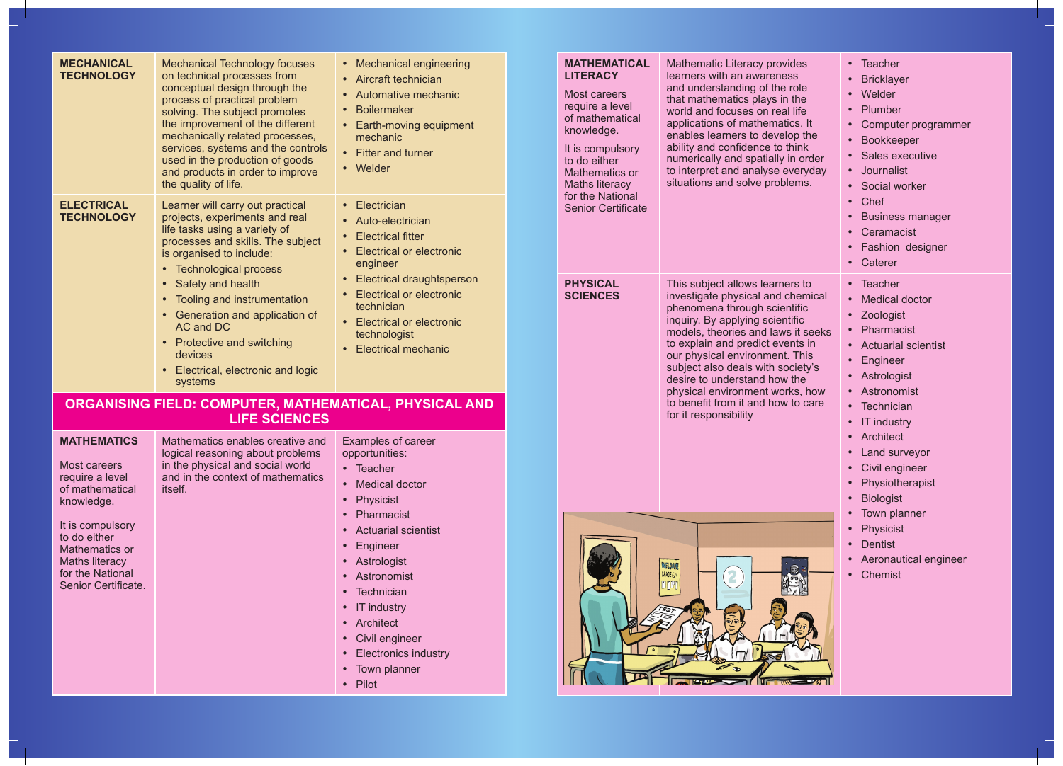| | | |
|---|---|---|
| **MECHANICAL TECHNOLOGY** | Mechanical Technology focuses on technical processes from conceptual design through the process of practical problem solving. The subject promotes the improvement of the different mechanically related processes, services, systems and the controls used in the production of goods and products in order to improve the quality of life. | • Mechanical engineering<br>• Aircraft technician<br>• Automative mechanic<br>• Boilermaker<br>• Earth-moving equipment mechanic<br>• Fitter and turner<br>• Welder |
| **ELECTRICAL TECHNOLOGY** | Learner will carry out practical projects, experiments and real life tasks using a variety of processes and skills. The subject is organised to include:<br>• Technological process<br>• Safety and health<br>• Tooling and instrumentation<br>• Generation and application of AC and DC<br>• Protective and switching devices<br>• Electrical, electronic and logic systems | • Electrician<br>• Auto-electrician<br>• Electrical fitter<br>• Electrical or electronic engineer<br>• Electrical draughtsperson<br>• Electrical or electronic technician<br>• Electrical or electronic technologist<br>• Electrical mechanic |

## ORGANISING FIELD: COMPUTER, MATHEMATICAL, PHYSICAL AND LIFE SCIENCES

| | | |
|---|---|---|
| **MATHEMATICS**<br><br>Most careers require a level of mathematical knowledge.<br><br>It is compulsory to do either Mathematics or Maths literacy for the National Senior Certificate. | Mathematics enables creative and logical reasoning about problems in the physical and social world and in the context of mathematics itself. | Examples of career opportunities:<br>• Teacher<br>• Medical doctor<br>• Physicist<br>• Pharmacist<br>• Actuarial scientist<br>• Engineer<br>• Astrologist<br>• Astronomist<br>• Technician<br>• IT industry<br>• Architect<br>• Civil engineer<br>• Electronics industry<br>• Town planner<br>• Pilot |
| **MATHEMATICAL LITERACY**<br><br>Most careers require a level of mathematical knowledge.<br><br>It is compulsory to do either Mathematics or Maths literacy for the National Senior Certificate | Mathematic Literacy provides learners with an awareness and understanding of the role that mathematics plays in the world and focuses on real life applications of mathematics. It enables learners to develop the ability and confidence to think numerically and spatially in order to interpret and analyse everyday situations and solve problems. | • Teacher<br>• Bricklayer<br>• Welder<br>• Plumber<br>• Computer programmer<br>• Bookkeeper<br>• Sales executive<br>• Journalist<br>• Social worker<br>• Chef<br>• Business manager<br>• Ceramacist<br>• Fashion designer<br>• Caterer |
| **PHYSICAL SCIENCES** | This subject allows learners to investigate physical and chemical phenomena through scientific inquiry. By applying scientific models, theories and laws it seeks to explain and predict events in our physical environment. This subject also deals with society's desire to understand how the physical environment works, how to benefit from it and how to care for it responsibility | • Teacher<br>• Medical doctor<br>• Zoologist<br>• Pharmacist<br>• Actuarial scientist<br>• Engineer<br>• Astrologist<br>• Astronomist<br>• Technician<br>• IT industry<br>• Architect<br>• Land surveyor<br>• Civil engineer<br>• Physiotherapist<br>• Biologist<br>• Town planner<br>• Physicist<br>• Dentist<br>• Aeronautical engineer<br>• Chemist |